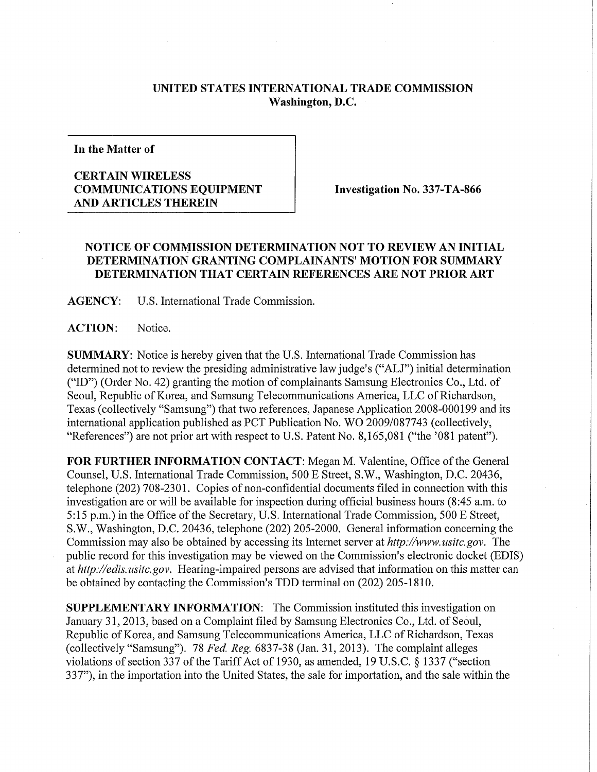**UNITED STATES INTERNATIONAL TRADE COMMISSION**
**Washington, D.C.**

| In the Matter of | |
|---|---|
| **CERTAIN WIRELESS COMMUNICATIONS EQUIPMENT AND ARTICLES THEREIN** | **Investigation No. 337-TA-866** |

## NOTICE OF COMMISSION DETERMINATION NOT TO REVIEW AN INITIAL DETERMINATION GRANTING COMPLAINANTS' MOTION FOR SUMMARY DETERMINATION THAT CERTAIN REFERENCES ARE NOT PRIOR ART

**AGENCY:** U.S. International Trade Commission.

**ACTION:** Notice.

**SUMMARY:** Notice is hereby given that the U.S. International Trade Commission has determined not to review the presiding administrative law judge's ("ALJ") initial determination ("ID") (Order No. 42) granting the motion of complainants Samsung Electronics Co., Ltd. of Seoul, Republic of Korea, and Samsung Telecommunications America, LLC of Richardson, Texas (collectively "Samsung") that two references, Japanese Application 2008-000199 and its international application published as PCT Publication No. WO 2009/087743 (collectively, "References") are not prior art with respect to U.S. Patent No. 8,165,081 ("the '081 patent").

**FOR FURTHER INFORMATION CONTACT:** Megan M. Valentine, Office of the General Counsel, U.S. International Trade Commission, 500 E Street, S.W., Washington, D.C. 20436, telephone (202) 708-2301. Copies of non-confidential documents filed in connection with this investigation are or will be available for inspection during official business hours (8:45 a.m. to 5:15 p.m.) in the Office of the Secretary, U.S. International Trade Commission, 500 E Street, S.W., Washington, D.C. 20436, telephone (202) 205-2000. General information concerning the Commission may also be obtained by accessing its Internet server at *http://www.usitc.gov*. The public record for this investigation may be viewed on the Commission's electronic docket (EDIS) at *http://edis.usitc.gov*. Hearing-impaired persons are advised that information on this matter can be obtained by contacting the Commission's TDD terminal on (202) 205-1810.

**SUPPLEMENTARY INFORMATION:** The Commission instituted this investigation on January 31, 2013, based on a Complaint filed by Samsung Electronics Co., Ltd. of Seoul, Republic of Korea, and Samsung Telecommunications America, LLC of Richardson, Texas (collectively "Samsung"). 78 *Fed. Reg.* 6837-38 (Jan. 31, 2013). The complaint alleges violations of section 337 of the Tariff Act of 1930, as amended, 19 U.S.C. § 1337 ("section 337"), in the importation into the United States, the sale for importation, and the sale within the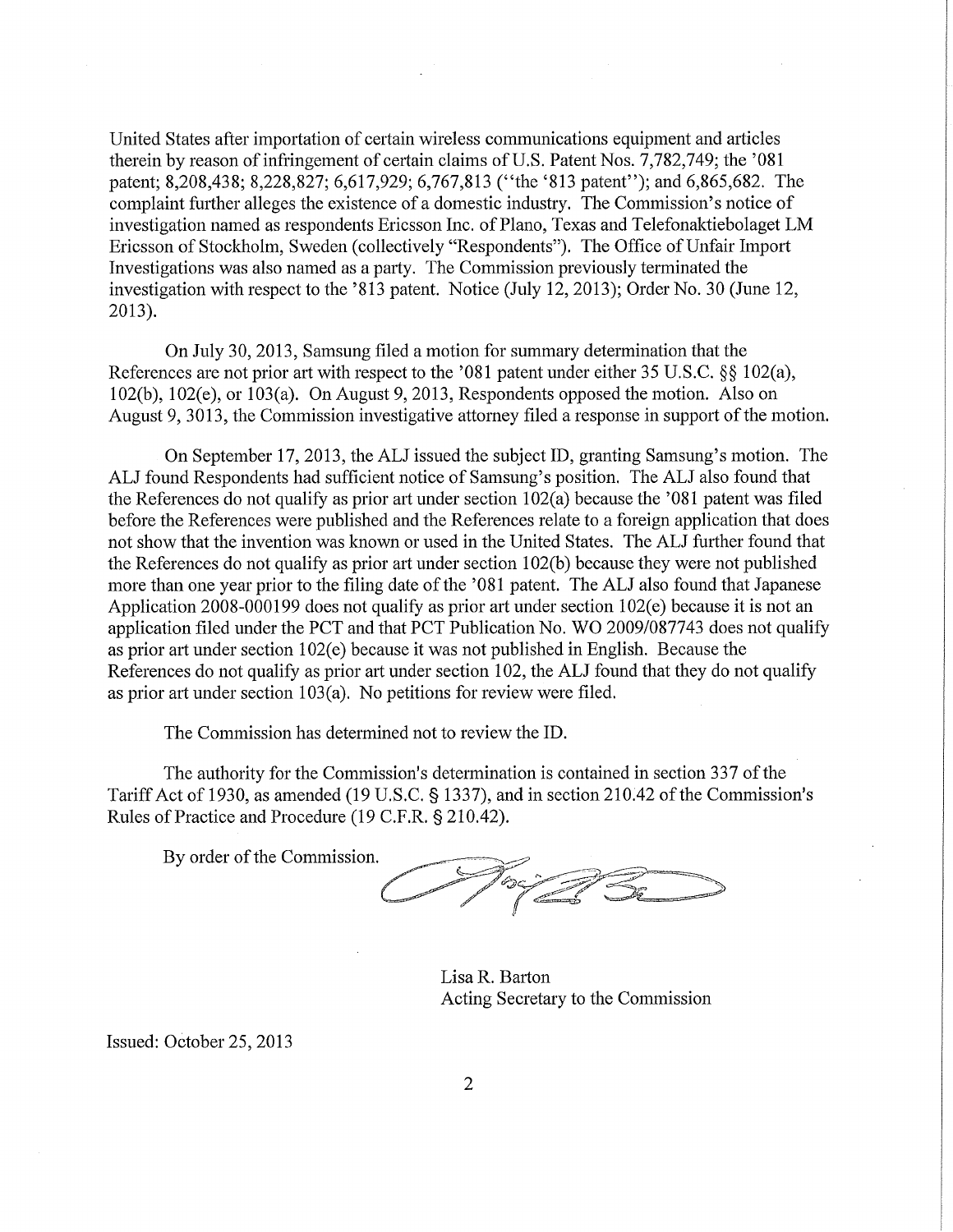United States after importation of certain wireless communications equipment and articles therein by reason of infringement of certain claims of U.S. Patent Nos. 7,782,749; the '081 patent; 8,208,438; 8,228,827; 6,617,929; 6,767,813 ("the '813 patent"); and 6,865,682. The complaint further alleges the existence of a domestic industry. The Commission's notice of investigation named as respondents Ericsson Inc. of Plano, Texas and Telefonaktiebolaget LM Ericsson of Stockholm, Sweden (collectively "Respondents"). The Office of Unfair Import Investigations was also named as a party. The Commission previously terminated the investigation with respect to the '813 patent. Notice (July 12, 2013); Order No. 30 (June 12, 2013).

On July 30, 2013, Samsung filed a motion for summary determination that the References are not prior art with respect to the '081 patent under either 35 U.S.C. §§ 102(a), 102(b), 102(e), or 103(a). On August 9, 2013, Respondents opposed the motion. Also on August 9, 3013, the Commission investigative attorney filed a response in support of the motion.

On September 17, 2013, the ALJ issued the subject ID, granting Samsung's motion. The ALJ found Respondents had sufficient notice of Samsung's position. The ALJ also found that the References do not qualify as prior art under section 102(a) because the '081 patent was filed before the References were published and the References relate to a foreign application that does not show that the invention was known or used in the United States. The ALJ further found that the References do not qualify as prior art under section 102(b) because they were not published more than one year prior to the filing date of the '081 patent. The ALJ also found that Japanese Application 2008-000199 does not qualify as prior art under section 102(e) because it is not an application filed under the PCT and that PCT Publication No. WO 2009/087743 does not qualify as prior art under section 102(e) because it was not published in English. Because the References do not qualify as prior art under section 102, the ALJ found that they do not qualify as prior art under section 103(a). No petitions for review were filed.

The Commission has determined not to review the ID.

The authority for the Commission's determination is contained in section 337 of the Tariff Act of 1930, as amended (19 U.S.C. § 1337), and in section 210.42 of the Commission's Rules of Practice and Procedure (19 C.F.R. § 210.42).

By order of the Commission.

Lisa R. Barton
Acting Secretary to the Commission

Issued: October 25, 2013